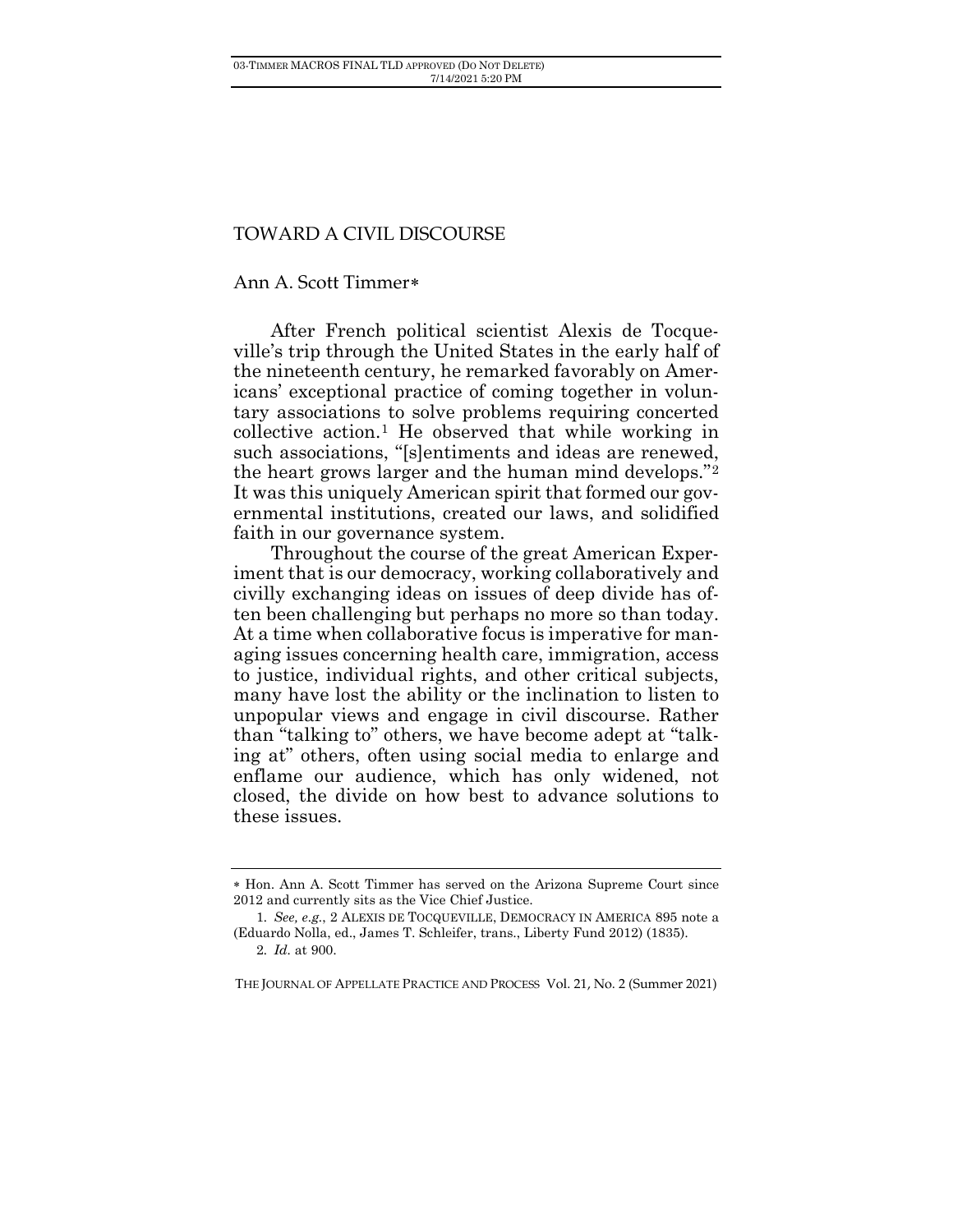# TOWARD A CIVIL DISCOURSE

Ann A. Scott Timmer*

After French political scientist Alexis de Tocqueville's trip through the United States in the early half of the nineteenth century, he remarked favorably on Americans' exceptional practice of coming together in voluntary associations to solve problems requiring concerted collective action.[1] He observed that while working in such associations, "[s]entiments and ideas are renewed, the heart grows larger and the human mind develops."[2] It was this uniquely American spirit that formed our governmental institutions, created our laws, and solidified faith in our governance system.

Throughout the course of the great American Experiment that is our democracy, working collaboratively and civilly exchanging ideas on issues of deep divide has often been challenging but perhaps no more so than today. At a time when collaborative focus is imperative for managing issues concerning health care, immigration, access to justice, individual rights, and other critical subjects, many have lost the ability or the inclination to listen to unpopular views and engage in civil discourse. Rather than "talking to" others, we have become adept at "talking at" others, often using social media to enlarge and enflame our audience, which has only widened, not closed, the divide on how best to advance solutions to these issues.

---

* Hon. Ann A. Scott Timmer has served on the Arizona Supreme Court since 2012 and currently sits as the Vice Chief Justice.

1. *See, e.g.*, 2 ALEXIS DE TOCQUEVILLE, DEMOCRACY IN AMERICA 895 note a (Eduardo Nolla, ed., James T. Schleifer, trans., Liberty Fund 2012) (1835).

2. *Id.* at 900.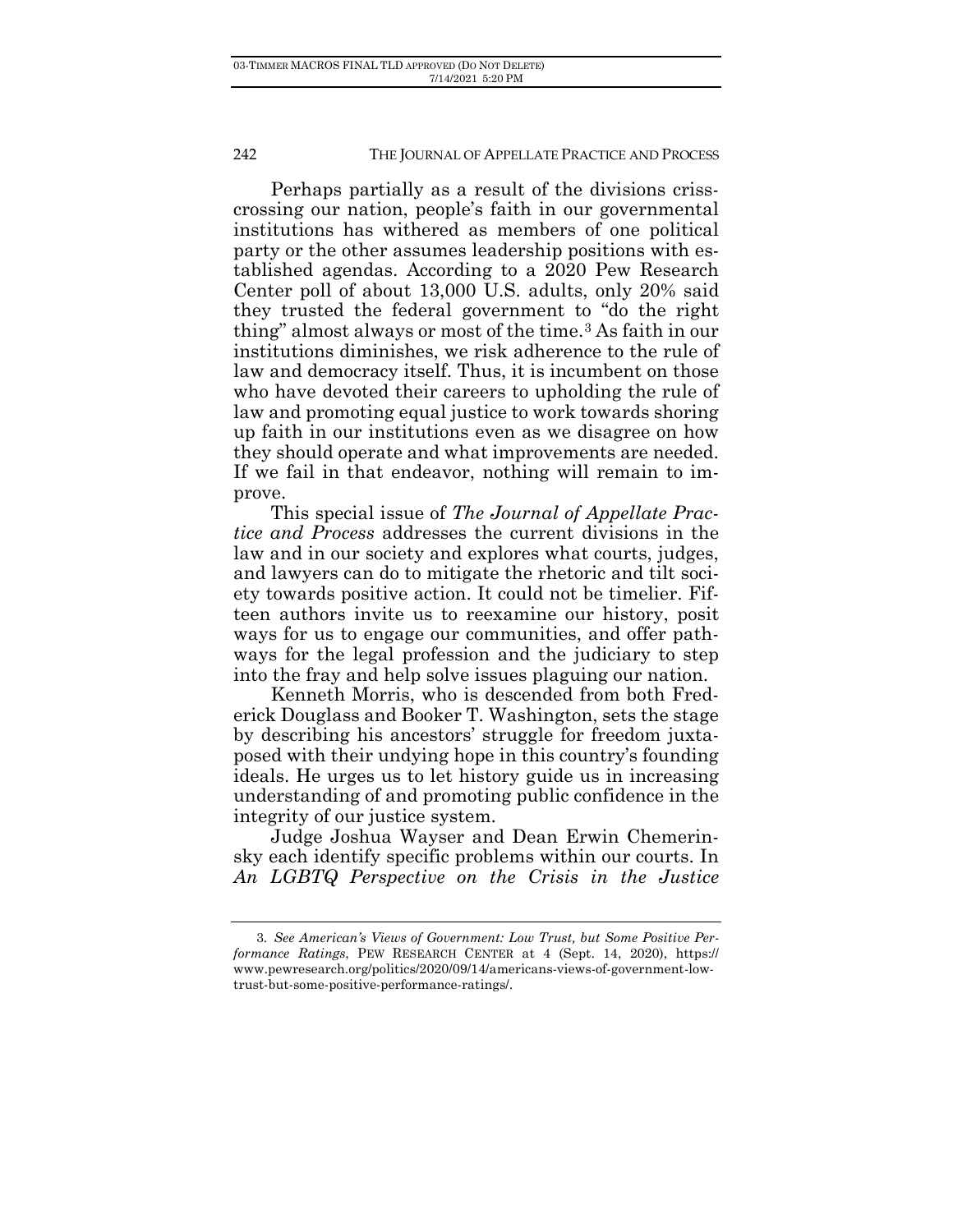Perhaps partially as a result of the divisions crisscrossing our nation, people's faith in our governmental institutions has withered as members of one political party or the other assumes leadership positions with established agendas. According to a 2020 Pew Research Center poll of about 13,000 U.S. adults, only 20% said they trusted the federal government to "do the right thing" almost always or most of the time.[3] As faith in our institutions diminishes, we risk adherence to the rule of law and democracy itself. Thus, it is incumbent on those who have devoted their careers to upholding the rule of law and promoting equal justice to work towards shoring up faith in our institutions even as we disagree on how they should operate and what improvements are needed. If we fail in that endeavor, nothing will remain to improve.

This special issue of *The Journal of Appellate Practice and Process* addresses the current divisions in the law and in our society and explores what courts, judges, and lawyers can do to mitigate the rhetoric and tilt society towards positive action. It could not be timelier. Fifteen authors invite us to reexamine our history, posit ways for us to engage our communities, and offer pathways for the legal profession and the judiciary to step into the fray and help solve issues plaguing our nation.

Kenneth Morris, who is descended from both Frederick Douglass and Booker T. Washington, sets the stage by describing his ancestors' struggle for freedom juxtaposed with their undying hope in this country's founding ideals. He urges us to let history guide us in increasing understanding of and promoting public confidence in the integrity of our justice system.

Judge Joshua Wayser and Dean Erwin Chemerinsky each identify specific problems within our courts. In *An LGBTQ Perspective on the Crisis in the Justice*

---

3. *See American's Views of Government: Low Trust, but Some Positive Performance Ratings*, PEW RESEARCH CENTER at 4 (Sept. 14, 2020), https://www.pewresearch.org/politics/2020/09/14/americans-views-of-government-low-trust-but-some-positive-performance-ratings/.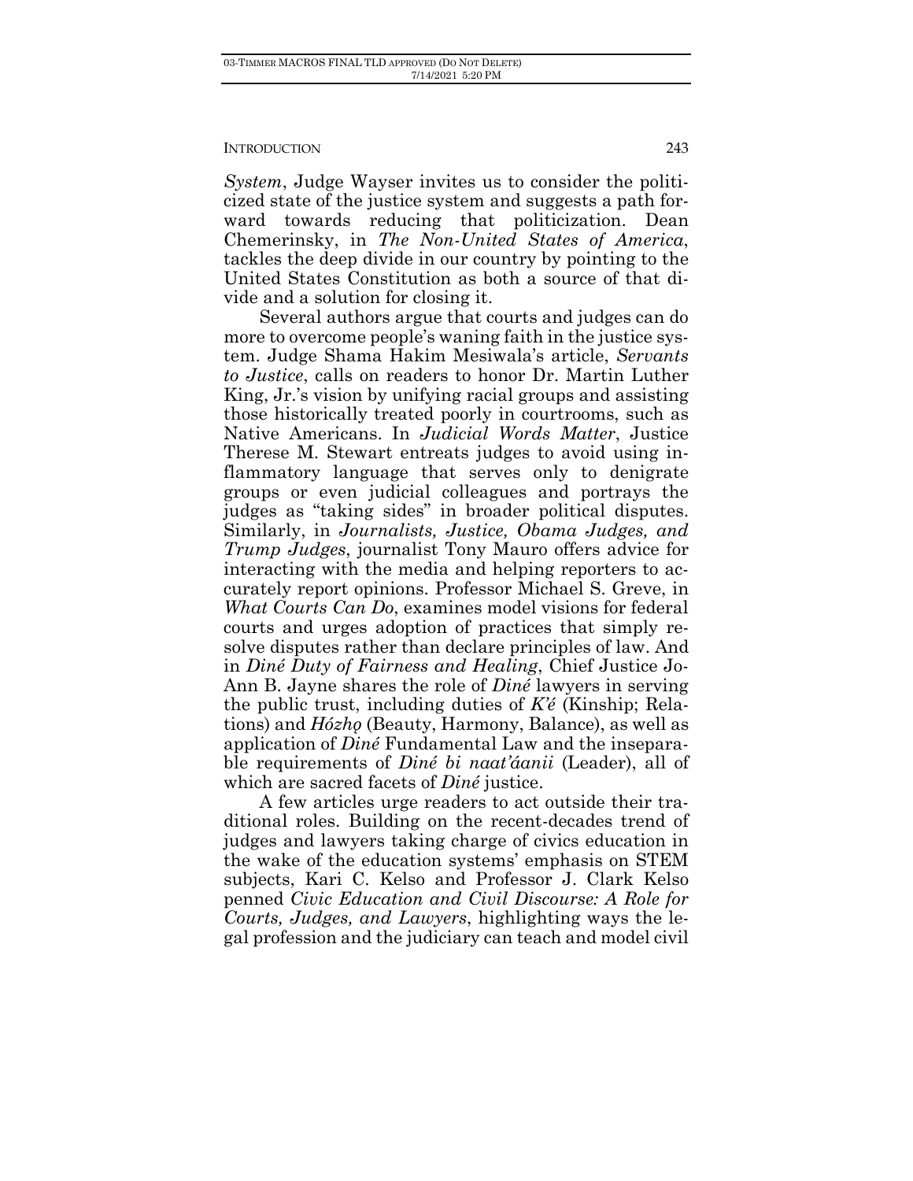*System*, Judge Wayser invites us to consider the politicized state of the justice system and suggests a path forward towards reducing that politicization. Dean Chemerinsky, in *The Non-United States of America*, tackles the deep divide in our country by pointing to the United States Constitution as both a source of that divide and a solution for closing it.

Several authors argue that courts and judges can do more to overcome people's waning faith in the justice system. Judge Shama Hakim Mesiwala's article, *Servants to Justice*, calls on readers to honor Dr. Martin Luther King, Jr.'s vision by unifying racial groups and assisting those historically treated poorly in courtrooms, such as Native Americans. In *Judicial Words Matter*, Justice Therese M. Stewart entreats judges to avoid using inflammatory language that serves only to denigrate groups or even judicial colleagues and portrays the judges as "taking sides" in broader political disputes. Similarly, in *Journalists, Justice, Obama Judges, and Trump Judges*, journalist Tony Mauro offers advice for interacting with the media and helping reporters to accurately report opinions. Professor Michael S. Greve, in *What Courts Can Do*, examines model visions for federal courts and urges adoption of practices that simply resolve disputes rather than declare principles of law. And in *Diné Duty of Fairness and Healing*, Chief Justice JoAnn B. Jayne shares the role of *Diné* lawyers in serving the public trust, including duties of *K'é* (Kinship; Relations) and *Hózhǫ* (Beauty, Harmony, Balance), as well as application of *Diné* Fundamental Law and the inseparable requirements of *Diné bi naat'áanii* (Leader), all of which are sacred facets of *Diné* justice.

A few articles urge readers to act outside their traditional roles. Building on the recent-decades trend of judges and lawyers taking charge of civics education in the wake of the education systems' emphasis on STEM subjects, Kari C. Kelso and Professor J. Clark Kelso penned *Civic Education and Civil Discourse: A Role for Courts, Judges, and Lawyers*, highlighting ways the legal profession and the judiciary can teach and model civil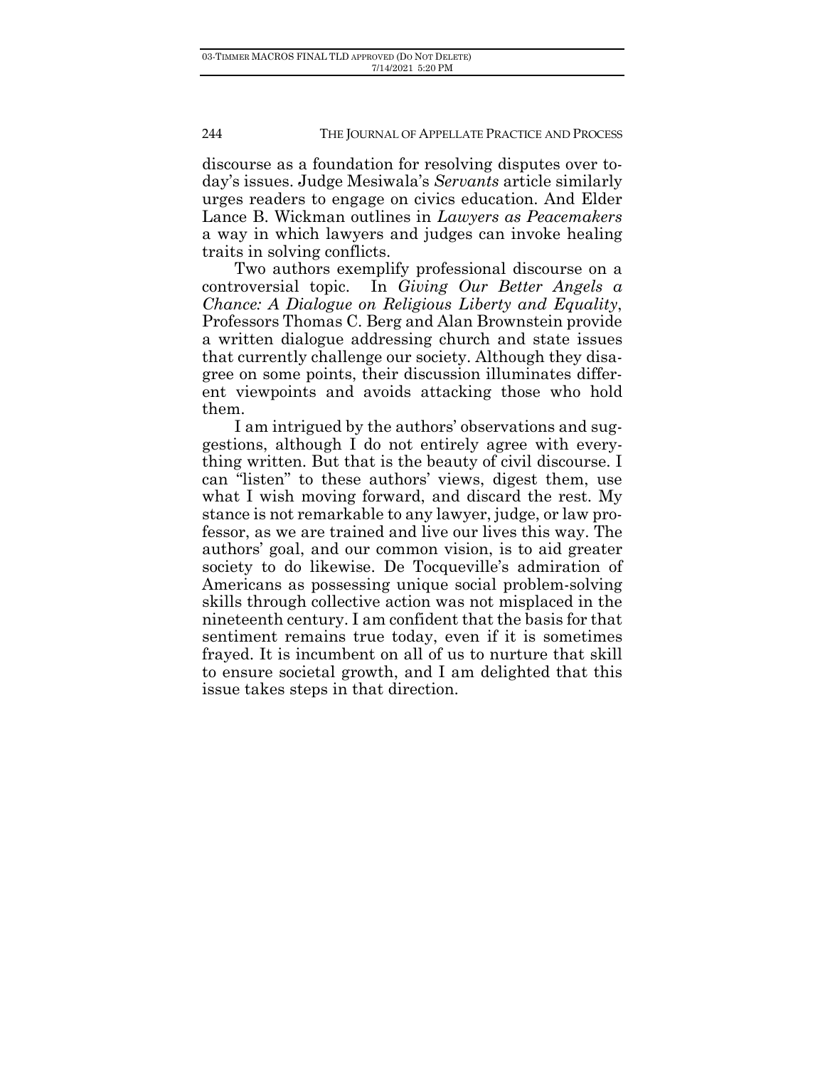discourse as a foundation for resolving disputes over today's issues. Judge Mesiwala's *Servants* article similarly urges readers to engage on civics education. And Elder Lance B. Wickman outlines in *Lawyers as Peacemakers* a way in which lawyers and judges can invoke healing traits in solving conflicts.

Two authors exemplify professional discourse on a controversial topic. In *Giving Our Better Angels a Chance: A Dialogue on Religious Liberty and Equality*, Professors Thomas C. Berg and Alan Brownstein provide a written dialogue addressing church and state issues that currently challenge our society. Although they disagree on some points, their discussion illuminates different viewpoints and avoids attacking those who hold them.

I am intrigued by the authors' observations and suggestions, although I do not entirely agree with everything written. But that is the beauty of civil discourse. I can "listen" to these authors' views, digest them, use what I wish moving forward, and discard the rest. My stance is not remarkable to any lawyer, judge, or law professor, as we are trained and live our lives this way. The authors' goal, and our common vision, is to aid greater society to do likewise. De Tocqueville's admiration of Americans as possessing unique social problem-solving skills through collective action was not misplaced in the nineteenth century. I am confident that the basis for that sentiment remains true today, even if it is sometimes frayed. It is incumbent on all of us to nurture that skill to ensure societal growth, and I am delighted that this issue takes steps in that direction.